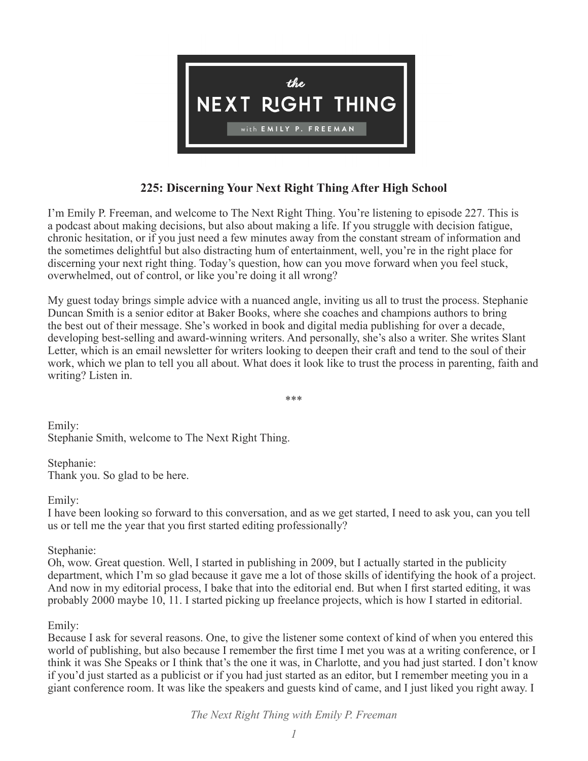# 225: Discerning Your Next Right Thing After High School

I'm Emily P. Freeman, and welcome to The Next Right Thing. You're listening to episode 227. This is a podcast about making decisions, but also about making a life. If you struggle with decision fatigue, chronic hesitation, or if you just need a few minutes away from the constant stream of information and the sometimes delightful but also distracting hum of entertainment, well, you're in the right place for discerning your next right thing. Today's question, how can you move forward when you feel stuck, overwhelmed, out of control, or like you're doing it all wrong?

My guest today brings simple advice with a nuanced angle, inviting us all to trust the process. Stephanie Duncan Smith is a senior editor at Baker Books, where she coaches and champions authors to bring the best out of their message. She's worked in book and digital media publishing for over a decade, developing best-selling and award-winning writers. And personally, she's also a writer. She writes Slant Letter, which is an email newsletter for writers looking to deepen their craft and tend to the soul of their work, which we plan to tell you all about. What does it look like to trust the process in parenting, faith and writing? Listen in.

\*\*\*

Emily:
Stephanie Smith, welcome to The Next Right Thing.

Stephanie:
Thank you. So glad to be here.

Emily:
I have been looking so forward to this conversation, and as we get started, I need to ask you, can you tell us or tell me the year that you first started editing professionally?

Stephanie:
Oh, wow. Great question. Well, I started in publishing in 2009, but I actually started in the publicity department, which I'm so glad because it gave me a lot of those skills of identifying the hook of a project. And now in my editorial process, I bake that into the editorial end. But when I first started editing, it was probably 2000 maybe 10, 11. I started picking up freelance projects, which is how I started in editorial.

Emily:
Because I ask for several reasons. One, to give the listener some context of kind of when you entered this world of publishing, but also because I remember the first time I met you was at a writing conference, or I think it was She Speaks or I think that's the one it was, in Charlotte, and you had just started. I don't know if you'd just started as a publicist or if you had just started as an editor, but I remember meeting you in a giant conference room. It was like the speakers and guests kind of came, and I just liked you right away. I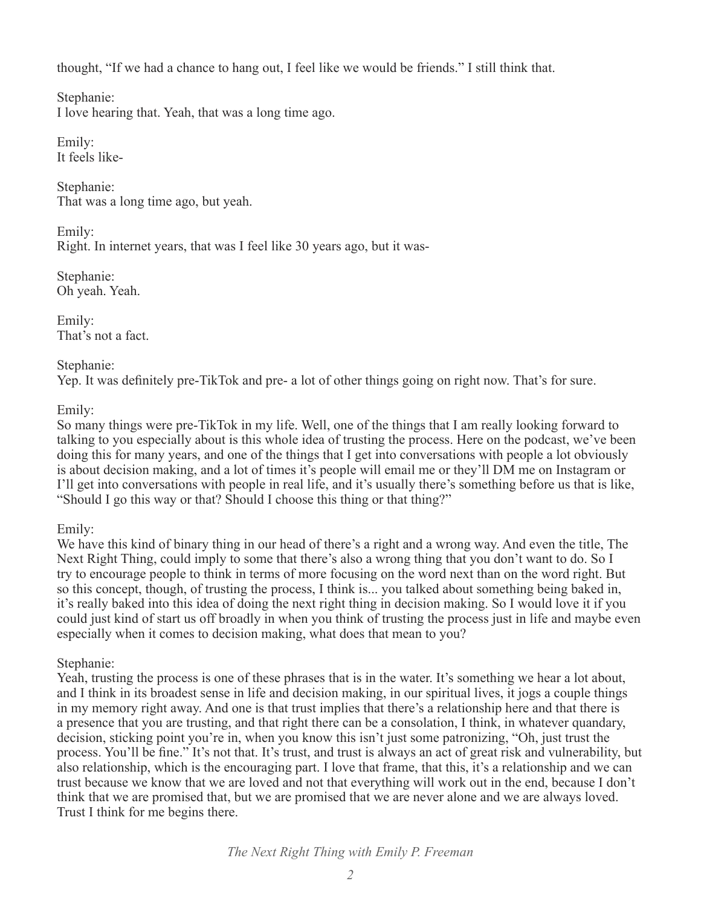thought, "If we had a chance to hang out, I feel like we would be friends." I still think that.

Stephanie:
I love hearing that. Yeah, that was a long time ago.

Emily:
It feels like-

Stephanie:
That was a long time ago, but yeah.

Emily:
Right. In internet years, that was I feel like 30 years ago, but it was-

Stephanie:
Oh yeah. Yeah.

Emily:
That's not a fact.

Stephanie:
Yep. It was definitely pre-TikTok and pre- a lot of other things going on right now. That's for sure.

Emily:
So many things were pre-TikTok in my life. Well, one of the things that I am really looking forward to talking to you especially about is this whole idea of trusting the process. Here on the podcast, we've been doing this for many years, and one of the things that I get into conversations with people a lot obviously is about decision making, and a lot of times it's people will email me or they'll DM me on Instagram or I'll get into conversations with people in real life, and it's usually there's something before us that is like, "Should I go this way or that? Should I choose this thing or that thing?"

Emily:
We have this kind of binary thing in our head of there's a right and a wrong way. And even the title, The Next Right Thing, could imply to some that there's also a wrong thing that you don't want to do. So I try to encourage people to think in terms of more focusing on the word next than on the word right. But so this concept, though, of trusting the process, I think is... you talked about something being baked in, it's really baked into this idea of doing the next right thing in decision making. So I would love it if you could just kind of start us off broadly in when you think of trusting the process just in life and maybe even especially when it comes to decision making, what does that mean to you?

Stephanie:
Yeah, trusting the process is one of these phrases that is in the water. It's something we hear a lot about, and I think in its broadest sense in life and decision making, in our spiritual lives, it jogs a couple things in my memory right away. And one is that trust implies that there's a relationship here and that there is a presence that you are trusting, and that right there can be a consolation, I think, in whatever quandary, decision, sticking point you're in, when you know this isn't just some patronizing, "Oh, just trust the process. You'll be fine." It's not that. It's trust, and trust is always an act of great risk and vulnerability, but also relationship, which is the encouraging part. I love that frame, that this, it's a relationship and we can trust because we know that we are loved and not that everything will work out in the end, because I don't think that we are promised that, but we are promised that we are never alone and we are always loved. Trust I think for me begins there.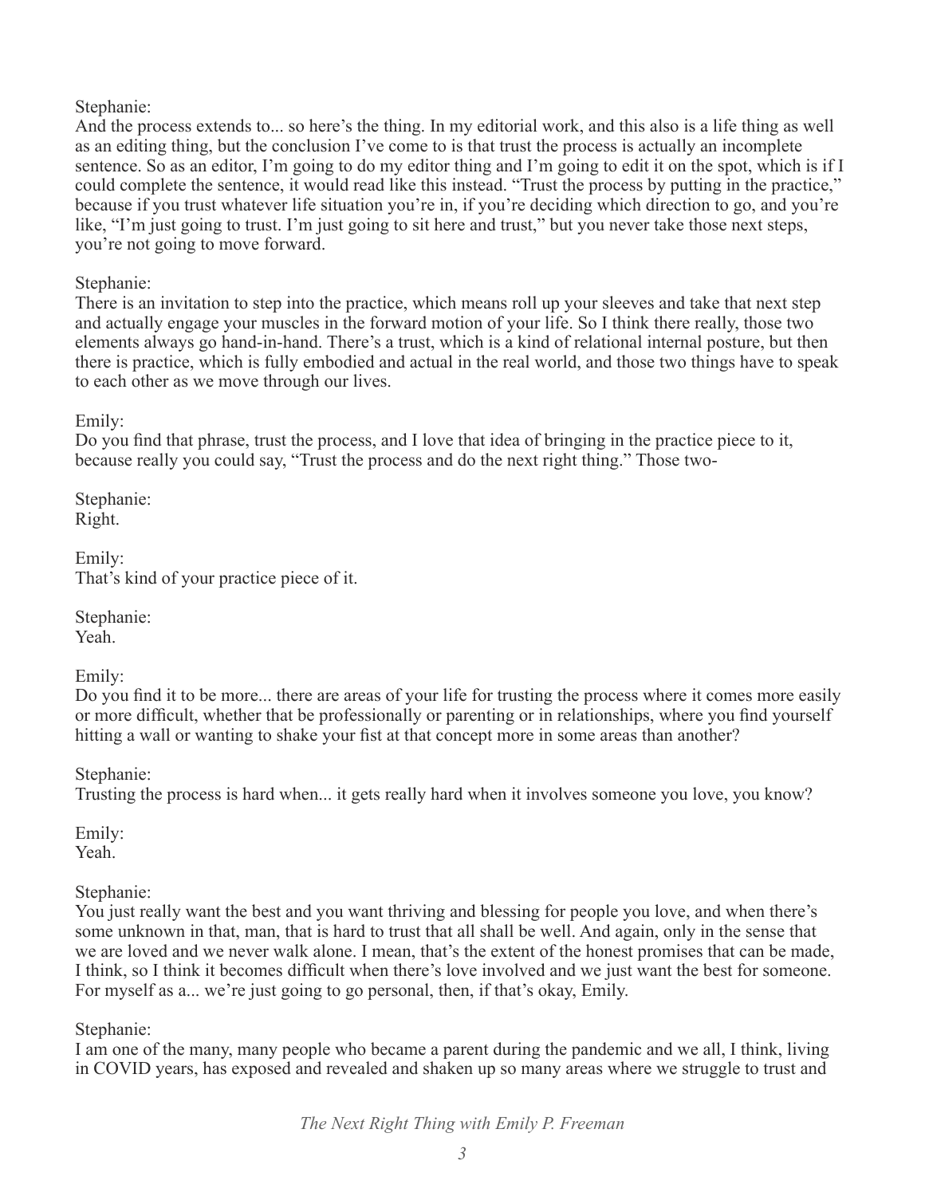Stephanie:
And the process extends to... so here's the thing. In my editorial work, and this also is a life thing as well as an editing thing, but the conclusion I've come to is that trust the process is actually an incomplete sentence. So as an editor, I'm going to do my editor thing and I'm going to edit it on the spot, which is if I could complete the sentence, it would read like this instead. "Trust the process by putting in the practice," because if you trust whatever life situation you're in, if you're deciding which direction to go, and you're like, "I'm just going to trust. I'm just going to sit here and trust," but you never take those next steps, you're not going to move forward.

Stephanie:
There is an invitation to step into the practice, which means roll up your sleeves and take that next step and actually engage your muscles in the forward motion of your life. So I think there really, those two elements always go hand-in-hand. There's a trust, which is a kind of relational internal posture, but then there is practice, which is fully embodied and actual in the real world, and those two things have to speak to each other as we move through our lives.

Emily:
Do you find that phrase, trust the process, and I love that idea of bringing in the practice piece to it, because really you could say, "Trust the process and do the next right thing." Those two-

Stephanie:
Right.

Emily:
That's kind of your practice piece of it.

Stephanie:
Yeah.

Emily:
Do you find it to be more... there are areas of your life for trusting the process where it comes more easily or more difficult, whether that be professionally or parenting or in relationships, where you find yourself hitting a wall or wanting to shake your fist at that concept more in some areas than another?

Stephanie:
Trusting the process is hard when... it gets really hard when it involves someone you love, you know?

Emily:
Yeah.

Stephanie:
You just really want the best and you want thriving and blessing for people you love, and when there's some unknown in that, man, that is hard to trust that all shall be well. And again, only in the sense that we are loved and we never walk alone. I mean, that's the extent of the honest promises that can be made, I think, so I think it becomes difficult when there's love involved and we just want the best for someone. For myself as a... we're just going to go personal, then, if that's okay, Emily.

Stephanie:
I am one of the many, many people who became a parent during the pandemic and we all, I think, living in COVID years, has exposed and revealed and shaken up so many areas where we struggle to trust and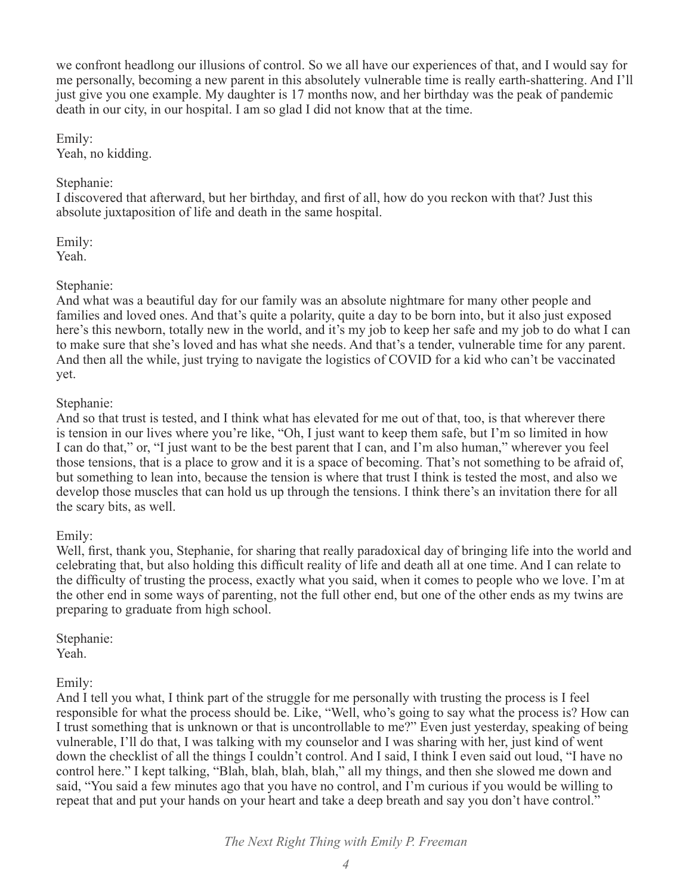we confront headlong our illusions of control. So we all have our experiences of that, and I would say for me personally, becoming a new parent in this absolutely vulnerable time is really earth-shattering. And I'll just give you one example. My daughter is 17 months now, and her birthday was the peak of pandemic death in our city, in our hospital. I am so glad I did not know that at the time.

Emily:
Yeah, no kidding.

Stephanie:
I discovered that afterward, but her birthday, and first of all, how do you reckon with that? Just this absolute juxtaposition of life and death in the same hospital.

Emily:
Yeah.

Stephanie:
And what was a beautiful day for our family was an absolute nightmare for many other people and families and loved ones. And that's quite a polarity, quite a day to be born into, but it also just exposed here's this newborn, totally new in the world, and it's my job to keep her safe and my job to do what I can to make sure that she's loved and has what she needs. And that's a tender, vulnerable time for any parent. And then all the while, just trying to navigate the logistics of COVID for a kid who can't be vaccinated yet.

Stephanie:
And so that trust is tested, and I think what has elevated for me out of that, too, is that wherever there is tension in our lives where you're like, "Oh, I just want to keep them safe, but I'm so limited in how I can do that," or, "I just want to be the best parent that I can, and I'm also human," wherever you feel those tensions, that is a place to grow and it is a space of becoming. That's not something to be afraid of, but something to lean into, because the tension is where that trust I think is tested the most, and also we develop those muscles that can hold us up through the tensions. I think there's an invitation there for all the scary bits, as well.

Emily:
Well, first, thank you, Stephanie, for sharing that really paradoxical day of bringing life into the world and celebrating that, but also holding this difficult reality of life and death all at one time. And I can relate to the difficulty of trusting the process, exactly what you said, when it comes to people who we love. I'm at the other end in some ways of parenting, not the full other end, but one of the other ends as my twins are preparing to graduate from high school.

Stephanie:
Yeah.

Emily:
And I tell you what, I think part of the struggle for me personally with trusting the process is I feel responsible for what the process should be. Like, "Well, who's going to say what the process is? How can I trust something that is unknown or that is uncontrollable to me?" Even just yesterday, speaking of being vulnerable, I'll do that, I was talking with my counselor and I was sharing with her, just kind of went down the checklist of all the things I couldn't control. And I said, I think I even said out loud, "I have no control here." I kept talking, "Blah, blah, blah, blah," all my things, and then she slowed me down and said, "You said a few minutes ago that you have no control, and I'm curious if you would be willing to repeat that and put your hands on your heart and take a deep breath and say you don't have control."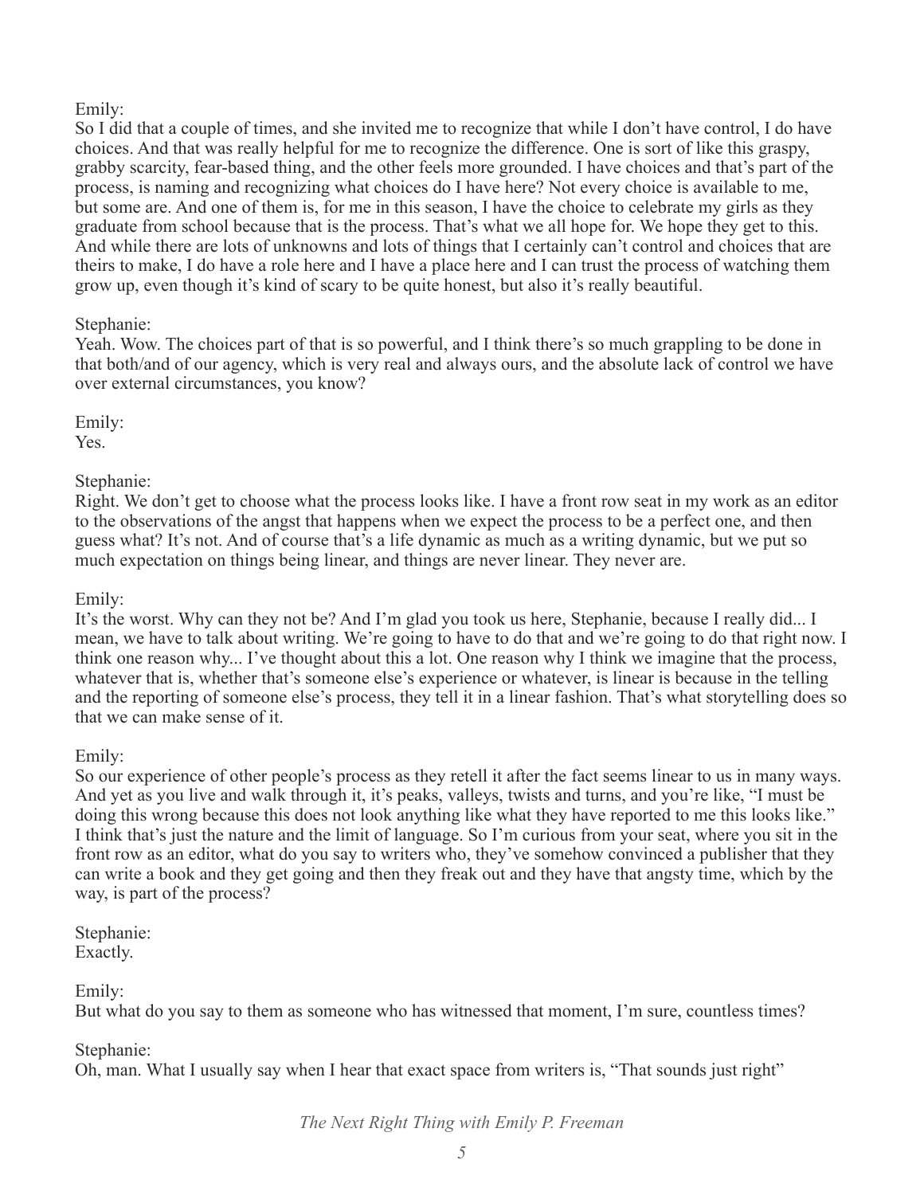Emily:
So I did that a couple of times, and she invited me to recognize that while I don't have control, I do have choices. And that was really helpful for me to recognize the difference. One is sort of like this graspy, grabby scarcity, fear-based thing, and the other feels more grounded. I have choices and that's part of the process, is naming and recognizing what choices do I have here? Not every choice is available to me, but some are. And one of them is, for me in this season, I have the choice to celebrate my girls as they graduate from school because that is the process. That's what we all hope for. We hope they get to this. And while there are lots of unknowns and lots of things that I certainly can't control and choices that are theirs to make, I do have a role here and I have a place here and I can trust the process of watching them grow up, even though it's kind of scary to be quite honest, but also it's really beautiful.

Stephanie:
Yeah. Wow. The choices part of that is so powerful, and I think there's so much grappling to be done in that both/and of our agency, which is very real and always ours, and the absolute lack of control we have over external circumstances, you know?

Emily:
Yes.

Stephanie:
Right. We don't get to choose what the process looks like. I have a front row seat in my work as an editor to the observations of the angst that happens when we expect the process to be a perfect one, and then guess what? It's not. And of course that's a life dynamic as much as a writing dynamic, but we put so much expectation on things being linear, and things are never linear. They never are.

Emily:
It's the worst. Why can they not be? And I'm glad you took us here, Stephanie, because I really did... I mean, we have to talk about writing. We're going to have to do that and we're going to do that right now. I think one reason why... I've thought about this a lot. One reason why I think we imagine that the process, whatever that is, whether that's someone else's experience or whatever, is linear is because in the telling and the reporting of someone else's process, they tell it in a linear fashion. That's what storytelling does so that we can make sense of it.

Emily:
So our experience of other people's process as they retell it after the fact seems linear to us in many ways. And yet as you live and walk through it, it's peaks, valleys, twists and turns, and you're like, "I must be doing this wrong because this does not look anything like what they have reported to me this looks like." I think that's just the nature and the limit of language. So I'm curious from your seat, where you sit in the front row as an editor, what do you say to writers who, they've somehow convinced a publisher that they can write a book and they get going and then they freak out and they have that angsty time, which by the way, is part of the process?

Stephanie:
Exactly.

Emily:
But what do you say to them as someone who has witnessed that moment, I'm sure, countless times?

Stephanie:
Oh, man. What I usually say when I hear that exact space from writers is, "That sounds just right"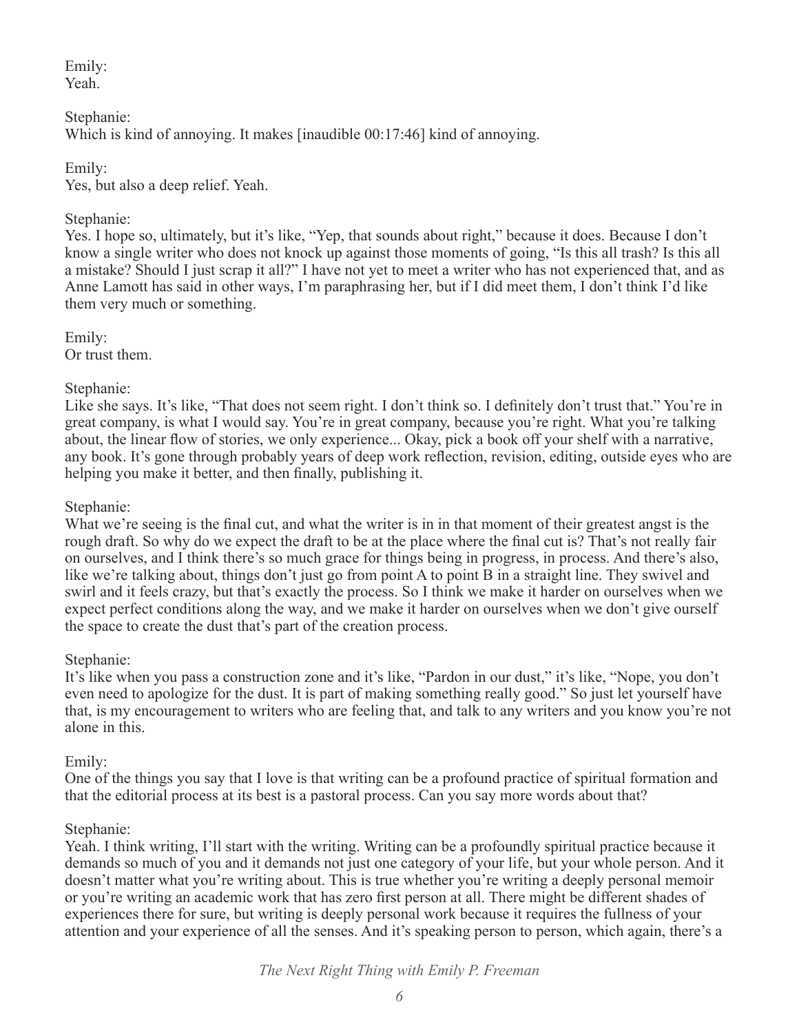Emily:
Yeah.

Stephanie:
Which is kind of annoying. It makes [inaudible 00:17:46] kind of annoying.

Emily:
Yes, but also a deep relief. Yeah.

Stephanie:
Yes. I hope so, ultimately, but it's like, "Yep, that sounds about right," because it does. Because I don't know a single writer who does not knock up against those moments of going, "Is this all trash? Is this all a mistake? Should I just scrap it all?" I have not yet to meet a writer who has not experienced that, and as Anne Lamott has said in other ways, I'm paraphrasing her, but if I did meet them, I don't think I'd like them very much or something.

Emily:
Or trust them.

Stephanie:
Like she says. It's like, "That does not seem right. I don't think so. I definitely don't trust that." You're in great company, is what I would say. You're in great company, because you're right. What you're talking about, the linear flow of stories, we only experience... Okay, pick a book off your shelf with a narrative, any book. It's gone through probably years of deep work reflection, revision, editing, outside eyes who are helping you make it better, and then finally, publishing it.

Stephanie:
What we're seeing is the final cut, and what the writer is in in that moment of their greatest angst is the rough draft. So why do we expect the draft to be at the place where the final cut is? That's not really fair on ourselves, and I think there's so much grace for things being in progress, in process. And there's also, like we're talking about, things don't just go from point A to point B in a straight line. They swivel and swirl and it feels crazy, but that's exactly the process. So I think we make it harder on ourselves when we expect perfect conditions along the way, and we make it harder on ourselves when we don't give ourself the space to create the dust that's part of the creation process.

Stephanie:
It's like when you pass a construction zone and it's like, "Pardon in our dust," it's like, "Nope, you don't even need to apologize for the dust. It is part of making something really good." So just let yourself have that, is my encouragement to writers who are feeling that, and talk to any writers and you know you're not alone in this.

Emily:
One of the things you say that I love is that writing can be a profound practice of spiritual formation and that the editorial process at its best is a pastoral process. Can you say more words about that?

Stephanie:
Yeah. I think writing, I'll start with the writing. Writing can be a profoundly spiritual practice because it demands so much of you and it demands not just one category of your life, but your whole person. And it doesn't matter what you're writing about. This is true whether you're writing a deeply personal memoir or you're writing an academic work that has zero first person at all. There might be different shades of experiences there for sure, but writing is deeply personal work because it requires the fullness of your attention and your experience of all the senses. And it's speaking person to person, which again, there's a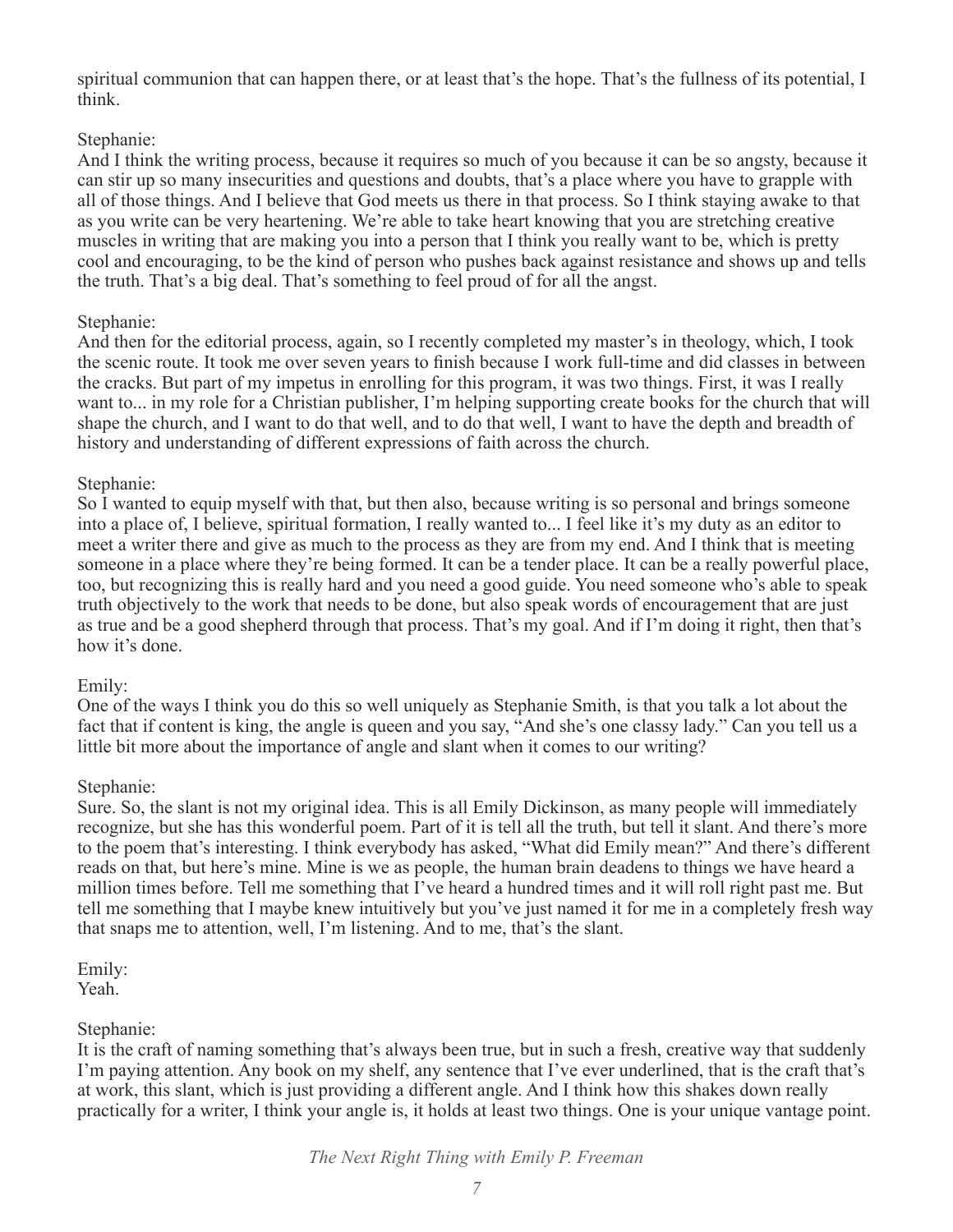spiritual communion that can happen there, or at least that's the hope. That's the fullness of its potential, I think.

Stephanie:
And I think the writing process, because it requires so much of you because it can be so angsty, because it can stir up so many insecurities and questions and doubts, that's a place where you have to grapple with all of those things. And I believe that God meets us there in that process. So I think staying awake to that as you write can be very heartening. We're able to take heart knowing that you are stretching creative muscles in writing that are making you into a person that I think you really want to be, which is pretty cool and encouraging, to be the kind of person who pushes back against resistance and shows up and tells the truth. That's a big deal. That's something to feel proud of for all the angst.

Stephanie:
And then for the editorial process, again, so I recently completed my master's in theology, which, I took the scenic route. It took me over seven years to finish because I work full-time and did classes in between the cracks. But part of my impetus in enrolling for this program, it was two things. First, it was I really want to... in my role for a Christian publisher, I'm helping supporting create books for the church that will shape the church, and I want to do that well, and to do that well, I want to have the depth and breadth of history and understanding of different expressions of faith across the church.

Stephanie:
So I wanted to equip myself with that, but then also, because writing is so personal and brings someone into a place of, I believe, spiritual formation, I really wanted to... I feel like it's my duty as an editor to meet a writer there and give as much to the process as they are from my end. And I think that is meeting someone in a place where they're being formed. It can be a tender place. It can be a really powerful place, too, but recognizing this is really hard and you need a good guide. You need someone who's able to speak truth objectively to the work that needs to be done, but also speak words of encouragement that are just as true and be a good shepherd through that process. That's my goal. And if I'm doing it right, then that's how it's done.

Emily:
One of the ways I think you do this so well uniquely as Stephanie Smith, is that you talk a lot about the fact that if content is king, the angle is queen and you say, "And she's one classy lady." Can you tell us a little bit more about the importance of angle and slant when it comes to our writing?

Stephanie:
Sure. So, the slant is not my original idea. This is all Emily Dickinson, as many people will immediately recognize, but she has this wonderful poem. Part of it is tell all the truth, but tell it slant. And there's more to the poem that's interesting. I think everybody has asked, "What did Emily mean?" And there's different reads on that, but here's mine. Mine is we as people, the human brain deadens to things we have heard a million times before. Tell me something that I've heard a hundred times and it will roll right past me. But tell me something that I maybe knew intuitively but you've just named it for me in a completely fresh way that snaps me to attention, well, I'm listening. And to me, that's the slant.

Emily:
Yeah.

Stephanie:
It is the craft of naming something that's always been true, but in such a fresh, creative way that suddenly I'm paying attention. Any book on my shelf, any sentence that I've ever underlined, that is the craft that's at work, this slant, which is just providing a different angle. And I think how this shakes down really practically for a writer, I think your angle is, it holds at least two things. One is your unique vantage point.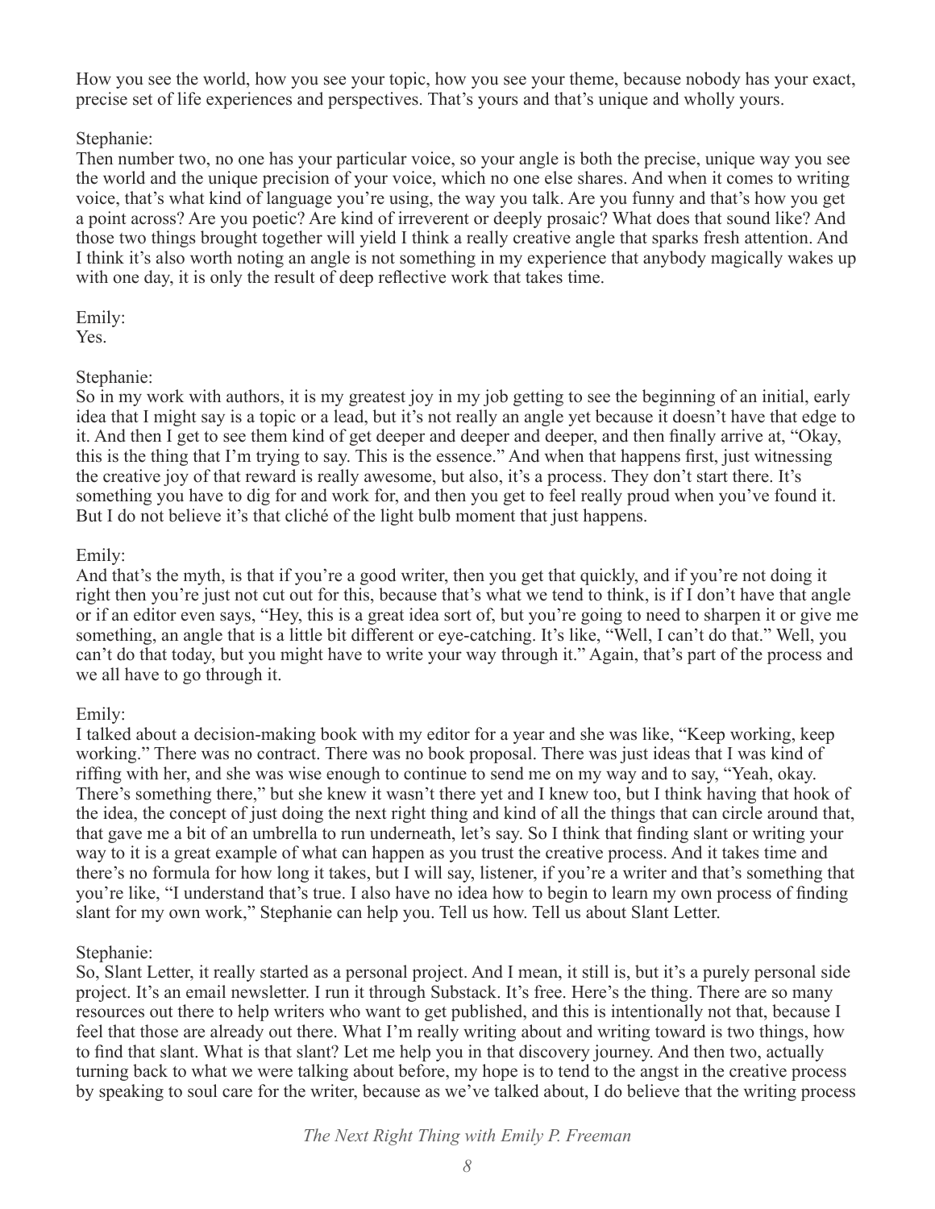How you see the world, how you see your topic, how you see your theme, because nobody has your exact, precise set of life experiences and perspectives. That's yours and that's unique and wholly yours.

Stephanie:
Then number two, no one has your particular voice, so your angle is both the precise, unique way you see the world and the unique precision of your voice, which no one else shares. And when it comes to writing voice, that's what kind of language you're using, the way you talk. Are you funny and that's how you get a point across? Are you poetic? Are kind of irreverent or deeply prosaic? What does that sound like? And those two things brought together will yield I think a really creative angle that sparks fresh attention. And I think it's also worth noting an angle is not something in my experience that anybody magically wakes up with one day, it is only the result of deep reflective work that takes time.

Emily:
Yes.

Stephanie:
So in my work with authors, it is my greatest joy in my job getting to see the beginning of an initial, early idea that I might say is a topic or a lead, but it's not really an angle yet because it doesn't have that edge to it. And then I get to see them kind of get deeper and deeper and deeper, and then finally arrive at, "Okay, this is the thing that I'm trying to say. This is the essence." And when that happens first, just witnessing the creative joy of that reward is really awesome, but also, it's a process. They don't start there. It's something you have to dig for and work for, and then you get to feel really proud when you've found it. But I do not believe it's that cliché of the light bulb moment that just happens.

Emily:
And that's the myth, is that if you're a good writer, then you get that quickly, and if you're not doing it right then you're just not cut out for this, because that's what we tend to think, is if I don't have that angle or if an editor even says, "Hey, this is a great idea sort of, but you're going to need to sharpen it or give me something, an angle that is a little bit different or eye-catching. It's like, "Well, I can't do that." Well, you can't do that today, but you might have to write your way through it." Again, that's part of the process and we all have to go through it.

Emily:
I talked about a decision-making book with my editor for a year and she was like, "Keep working, keep working." There was no contract. There was no book proposal. There was just ideas that I was kind of riffing with her, and she was wise enough to continue to send me on my way and to say, "Yeah, okay. There's something there," but she knew it wasn't there yet and I knew too, but I think having that hook of the idea, the concept of just doing the next right thing and kind of all the things that can circle around that, that gave me a bit of an umbrella to run underneath, let's say. So I think that finding slant or writing your way to it is a great example of what can happen as you trust the creative process. And it takes time and there's no formula for how long it takes, but I will say, listener, if you're a writer and that's something that you're like, "I understand that's true. I also have no idea how to begin to learn my own process of finding slant for my own work," Stephanie can help you. Tell us how. Tell us about Slant Letter.

Stephanie:
So, Slant Letter, it really started as a personal project. And I mean, it still is, but it's a purely personal side project. It's an email newsletter. I run it through Substack. It's free. Here's the thing. There are so many resources out there to help writers who want to get published, and this is intentionally not that, because I feel that those are already out there. What I'm really writing about and writing toward is two things, how to find that slant. What is that slant? Let me help you in that discovery journey. And then two, actually turning back to what we were talking about before, my hope is to tend to the angst in the creative process by speaking to soul care for the writer, because as we've talked about, I do believe that the writing process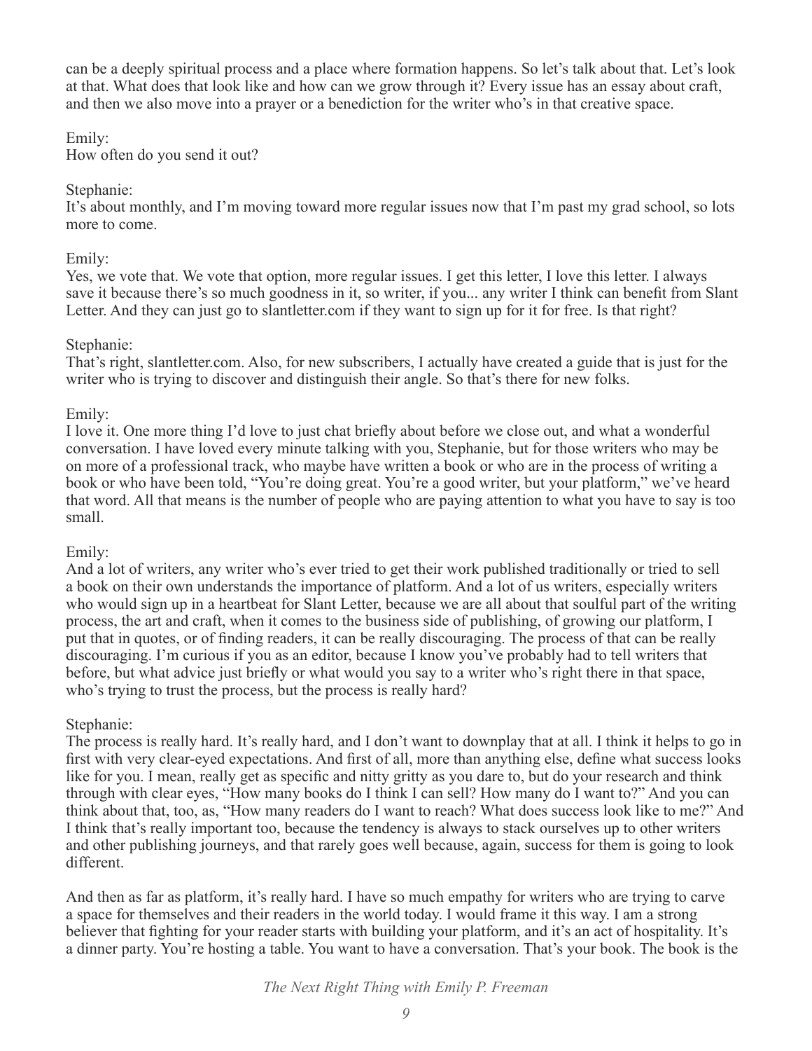can be a deeply spiritual process and a place where formation happens. So let's talk about that. Let's look at that. What does that look like and how can we grow through it? Every issue has an essay about craft, and then we also move into a prayer or a benediction for the writer who's in that creative space.

Emily:
How often do you send it out?

Stephanie:
It's about monthly, and I'm moving toward more regular issues now that I'm past my grad school, so lots more to come.

Emily:
Yes, we vote that. We vote that option, more regular issues. I get this letter, I love this letter. I always save it because there's so much goodness in it, so writer, if you... any writer I think can benefit from Slant Letter. And they can just go to slantletter.com if they want to sign up for it for free. Is that right?

Stephanie:
That's right, slantletter.com. Also, for new subscribers, I actually have created a guide that is just for the writer who is trying to discover and distinguish their angle. So that's there for new folks.

Emily:
I love it. One more thing I'd love to just chat briefly about before we close out, and what a wonderful conversation. I have loved every minute talking with you, Stephanie, but for those writers who may be on more of a professional track, who maybe have written a book or who are in the process of writing a book or who have been told, "You're doing great. You're a good writer, but your platform," we've heard that word. All that means is the number of people who are paying attention to what you have to say is too small.

Emily:
And a lot of writers, any writer who's ever tried to get their work published traditionally or tried to sell a book on their own understands the importance of platform. And a lot of us writers, especially writers who would sign up in a heartbeat for Slant Letter, because we are all about that soulful part of the writing process, the art and craft, when it comes to the business side of publishing, of growing our platform, I put that in quotes, or of finding readers, it can be really discouraging. The process of that can be really discouraging. I'm curious if you as an editor, because I know you've probably had to tell writers that before, but what advice just briefly or what would you say to a writer who's right there in that space, who's trying to trust the process, but the process is really hard?

Stephanie:
The process is really hard. It's really hard, and I don't want to downplay that at all. I think it helps to go in first with very clear-eyed expectations. And first of all, more than anything else, define what success looks like for you. I mean, really get as specific and nitty gritty as you dare to, but do your research and think through with clear eyes, "How many books do I think I can sell? How many do I want to?" And you can think about that, too, as, "How many readers do I want to reach? What does success look like to me?" And I think that's really important too, because the tendency is always to stack ourselves up to other writers and other publishing journeys, and that rarely goes well because, again, success for them is going to look different.

And then as far as platform, it's really hard. I have so much empathy for writers who are trying to carve a space for themselves and their readers in the world today. I would frame it this way. I am a strong believer that fighting for your reader starts with building your platform, and it's an act of hospitality. It's a dinner party. You're hosting a table. You want to have a conversation. That's your book. The book is the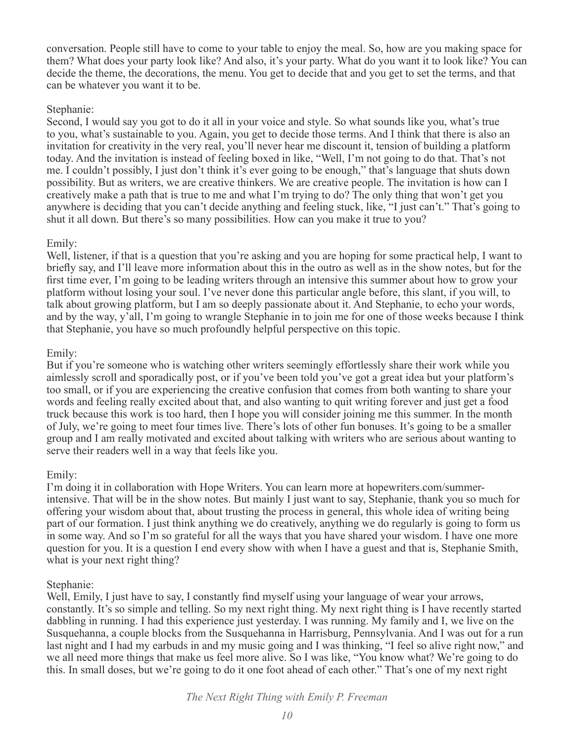conversation. People still have to come to your table to enjoy the meal. So, how are you making space for them? What does your party look like? And also, it's your party. What do you want it to look like? You can decide the theme, the decorations, the menu. You get to decide that and you get to set the terms, and that can be whatever you want it to be.

Stephanie:
Second, I would say you got to do it all in your voice and style. So what sounds like you, what's true to you, what's sustainable to you. Again, you get to decide those terms. And I think that there is also an invitation for creativity in the very real, you'll never hear me discount it, tension of building a platform today. And the invitation is instead of feeling boxed in like, "Well, I'm not going to do that. That's not me. I couldn't possibly, I just don't think it's ever going to be enough," that's language that shuts down possibility. But as writers, we are creative thinkers. We are creative people. The invitation is how can I creatively make a path that is true to me and what I'm trying to do? The only thing that won't get you anywhere is deciding that you can't decide anything and feeling stuck, like, "I just can't." That's going to shut it all down. But there's so many possibilities. How can you make it true to you?

Emily:
Well, listener, if that is a question that you're asking and you are hoping for some practical help, I want to briefly say, and I'll leave more information about this in the outro as well as in the show notes, but for the first time ever, I'm going to be leading writers through an intensive this summer about how to grow your platform without losing your soul. I've never done this particular angle before, this slant, if you will, to talk about growing platform, but I am so deeply passionate about it. And Stephanie, to echo your words, and by the way, y'all, I'm going to wrangle Stephanie in to join me for one of those weeks because I think that Stephanie, you have so much profoundly helpful perspective on this topic.

Emily:
But if you're someone who is watching other writers seemingly effortlessly share their work while you aimlessly scroll and sporadically post, or if you've been told you've got a great idea but your platform's too small, or if you are experiencing the creative confusion that comes from both wanting to share your words and feeling really excited about that, and also wanting to quit writing forever and just get a food truck because this work is too hard, then I hope you will consider joining me this summer. In the month of July, we're going to meet four times live. There's lots of other fun bonuses. It's going to be a smaller group and I am really motivated and excited about talking with writers who are serious about wanting to serve their readers well in a way that feels like you.

Emily:
I'm doing it in collaboration with Hope Writers. You can learn more at hopewriters.com/summer-intensive. That will be in the show notes. But mainly I just want to say, Stephanie, thank you so much for offering your wisdom about that, about trusting the process in general, this whole idea of writing being part of our formation. I just think anything we do creatively, anything we do regularly is going to form us in some way. And so I'm so grateful for all the ways that you have shared your wisdom. I have one more question for you. It is a question I end every show with when I have a guest and that is, Stephanie Smith, what is your next right thing?

Stephanie:
Well, Emily, I just have to say, I constantly find myself using your language of wear your arrows, constantly. It's so simple and telling. So my next right thing. My next right thing is I have recently started dabbling in running. I had this experience just yesterday. I was running. My family and I, we live on the Susquehanna, a couple blocks from the Susquehanna in Harrisburg, Pennsylvania. And I was out for a run last night and I had my earbuds in and my music going and I was thinking, "I feel so alive right now," and we all need more things that make us feel more alive. So I was like, "You know what? We're going to do this. In small doses, but we're going to do it one foot ahead of each other." That's one of my next right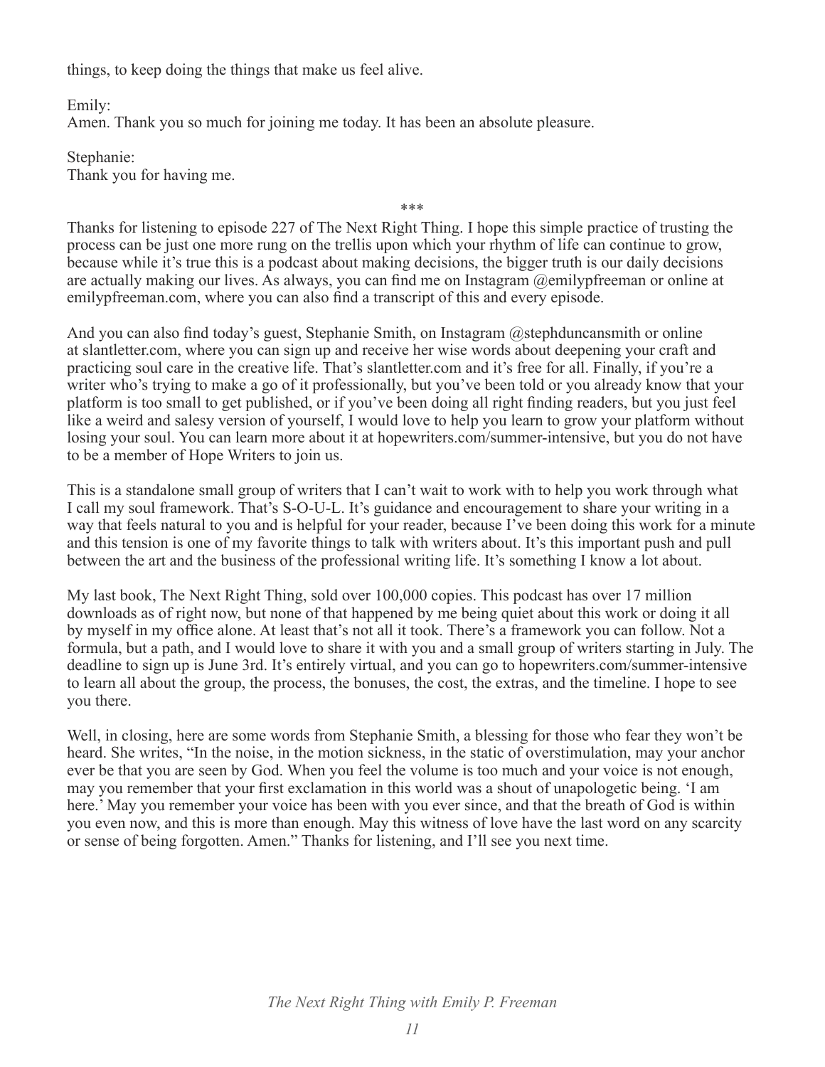things, to keep doing the things that make us feel alive.

Emily:
Amen. Thank you so much for joining me today. It has been an absolute pleasure.

Stephanie:
Thank you for having me.

***

Thanks for listening to episode 227 of The Next Right Thing. I hope this simple practice of trusting the process can be just one more rung on the trellis upon which your rhythm of life can continue to grow, because while it's true this is a podcast about making decisions, the bigger truth is our daily decisions are actually making our lives. As always, you can find me on Instagram @emilypfreeman or online at emilypfreeman.com, where you can also find a transcript of this and every episode.

And you can also find today's guest, Stephanie Smith, on Instagram @stephduncansmith or online at slantletter.com, where you can sign up and receive her wise words about deepening your craft and practicing soul care in the creative life. That's slantletter.com and it's free for all. Finally, if you're a writer who's trying to make a go of it professionally, but you've been told or you already know that your platform is too small to get published, or if you've been doing all right finding readers, but you just feel like a weird and salesy version of yourself, I would love to help you learn to grow your platform without losing your soul. You can learn more about it at hopewriters.com/summer-intensive, but you do not have to be a member of Hope Writers to join us.

This is a standalone small group of writers that I can't wait to work with to help you work through what I call my soul framework. That's S-O-U-L. It's guidance and encouragement to share your writing in a way that feels natural to you and is helpful for your reader, because I've been doing this work for a minute and this tension is one of my favorite things to talk with writers about. It's this important push and pull between the art and the business of the professional writing life. It's something I know a lot about.

My last book, The Next Right Thing, sold over 100,000 copies. This podcast has over 17 million downloads as of right now, but none of that happened by me being quiet about this work or doing it all by myself in my office alone. At least that's not all it took. There's a framework you can follow. Not a formula, but a path, and I would love to share it with you and a small group of writers starting in July. The deadline to sign up is June 3rd. It's entirely virtual, and you can go to hopewriters.com/summer-intensive to learn all about the group, the process, the bonuses, the cost, the extras, and the timeline. I hope to see you there.

Well, in closing, here are some words from Stephanie Smith, a blessing for those who fear they won't be heard. She writes, "In the noise, in the motion sickness, in the static of overstimulation, may your anchor ever be that you are seen by God. When you feel the volume is too much and your voice is not enough, may you remember that your first exclamation in this world was a shout of unapologetic being. 'I am here.' May you remember your voice has been with you ever since, and that the breath of God is within you even now, and this is more than enough. May this witness of love have the last word on any scarcity or sense of being forgotten. Amen." Thanks for listening, and I'll see you next time.